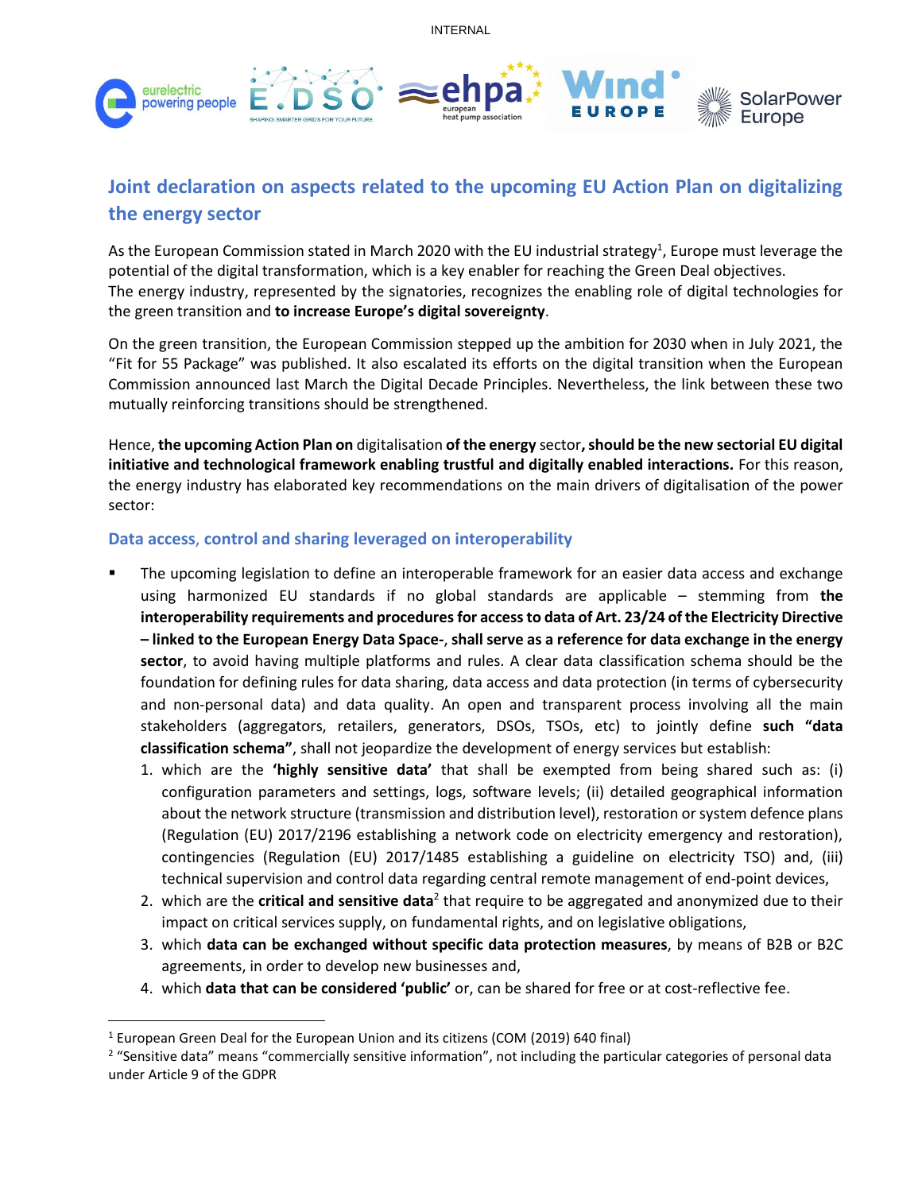# Joint declaration on aspects related to the upcoming EU Action Plan on digitalizing the energy sector

As the European Commission stated in March 2020 with the EU industrial strategy[1], Europe must leverage the potential of the digital transformation, which is a key enabler for reaching the Green Deal objectives.
The energy industry, represented by the signatories, recognizes the enabling role of digital technologies for the green transition and **to increase Europe's digital sovereignty**.

On the green transition, the European Commission stepped up the ambition for 2030 when in July 2021, the "Fit for 55 Package" was published. It also escalated its efforts on the digital transition when the European Commission announced last March the Digital Decade Principles. Nevertheless, the link between these two mutually reinforcing transitions should be strengthened.

Hence, **the upcoming Action Plan on** digitalisation **of the energy** sector**, should be the new sectorial EU digital initiative and technological framework enabling trustful and digitally enabled interactions.** For this reason, the energy industry has elaborated key recommendations on the main drivers of digitalisation of the power sector:

## Data access, control and sharing leveraged on interoperability

- The upcoming legislation to define an interoperable framework for an easier data access and exchange using harmonized EU standards if no global standards are applicable – stemming from **the interoperability requirements and procedures for access to data of Art. 23/24 of the Electricity Directive – linked to the European Energy Data Space-**, **shall serve as a reference for data exchange in the energy sector**, to avoid having multiple platforms and rules. A clear data classification schema should be the foundation for defining rules for data sharing, data access and data protection (in terms of cybersecurity and non-personal data) and data quality. An open and transparent process involving all the main stakeholders (aggregators, retailers, generators, DSOs, TSOs, etc) to jointly define **such "data classification schema"**, shall not jeopardize the development of energy services but establish:
  1. which are the **'highly sensitive data'** that shall be exempted from being shared such as: (i) configuration parameters and settings, logs, software levels; (ii) detailed geographical information about the network structure (transmission and distribution level), restoration or system defence plans (Regulation (EU) 2017/2196 establishing a network code on electricity emergency and restoration), contingencies (Regulation (EU) 2017/1485 establishing a guideline on electricity TSO) and, (iii) technical supervision and control data regarding central remote management of end-point devices,
  2. which are the **critical and sensitive data**[2] that require to be aggregated and anonymized due to their impact on critical services supply, on fundamental rights, and on legislative obligations,
  3. which **data can be exchanged without specific data protection measures**, by means of B2B or B2C agreements, in order to develop new businesses and,
  4. which **data that can be considered 'public'** or, can be shared for free or at cost-reflective fee.

---

[1] European Green Deal for the European Union and its citizens (COM (2019) 640 final)

[2] "Sensitive data" means "commercially sensitive information", not including the particular categories of personal data under Article 9 of the GDPR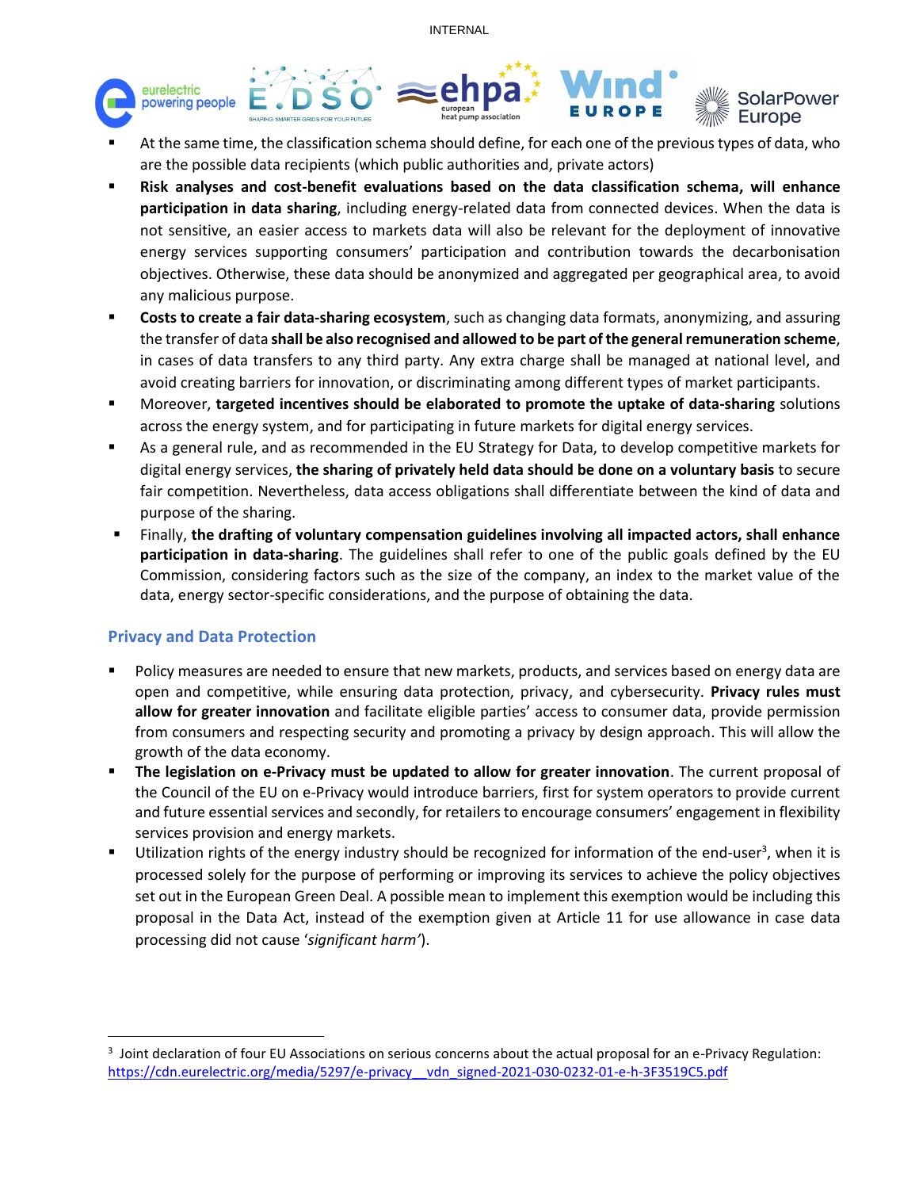- At the same time, the classification schema should define, for each one of the previous types of data, who are the possible data recipients (which public authorities and, private actors)
- **Risk analyses and cost-benefit evaluations based on the data classification schema, will enhance participation in data sharing**, including energy-related data from connected devices. When the data is not sensitive, an easier access to markets data will also be relevant for the deployment of innovative energy services supporting consumers' participation and contribution towards the decarbonisation objectives. Otherwise, these data should be anonymized and aggregated per geographical area, to avoid any malicious purpose.
- **Costs to create a fair data-sharing ecosystem**, such as changing data formats, anonymizing, and assuring the transfer of data **shall be also recognised and allowed to be part of the general remuneration scheme**, in cases of data transfers to any third party. Any extra charge shall be managed at national level, and avoid creating barriers for innovation, or discriminating among different types of market participants.
- Moreover, **targeted incentives should be elaborated to promote the uptake of data-sharing** solutions across the energy system, and for participating in future markets for digital energy services.
- As a general rule, and as recommended in the EU Strategy for Data, to develop competitive markets for digital energy services, **the sharing of privately held data should be done on a voluntary basis** to secure fair competition. Nevertheless, data access obligations shall differentiate between the kind of data and purpose of the sharing.
- Finally, **the drafting of voluntary compensation guidelines involving all impacted actors, shall enhance participation in data-sharing**. The guidelines shall refer to one of the public goals defined by the EU Commission, considering factors such as the size of the company, an index to the market value of the data, energy sector-specific considerations, and the purpose of obtaining the data.

## Privacy and Data Protection

- Policy measures are needed to ensure that new markets, products, and services based on energy data are open and competitive, while ensuring data protection, privacy, and cybersecurity. **Privacy rules must allow for greater innovation** and facilitate eligible parties' access to consumer data, provide permission from consumers and respecting security and promoting a privacy by design approach. This will allow the growth of the data economy.
- **The legislation on e-Privacy must be updated to allow for greater innovation**. The current proposal of the Council of the EU on e-Privacy would introduce barriers, first for system operators to provide current and future essential services and secondly, for retailers to encourage consumers' engagement in flexibility services provision and energy markets.
- Utilization rights of the energy industry should be recognized for information of the end-user[3], when it is processed solely for the purpose of performing or improving its services to achieve the policy objectives set out in the European Green Deal. A possible mean to implement this exemption would be including this proposal in the Data Act, instead of the exemption given at Article 11 for use allowance in case data processing did not cause '*significant harm'*).

[3] Joint declaration of four EU Associations on serious concerns about the actual proposal for an e-Privacy Regulation: https://cdn.eurelectric.org/media/5297/e-privacy__vdn_signed-2021-030-0232-01-e-h-3F3519C5.pdf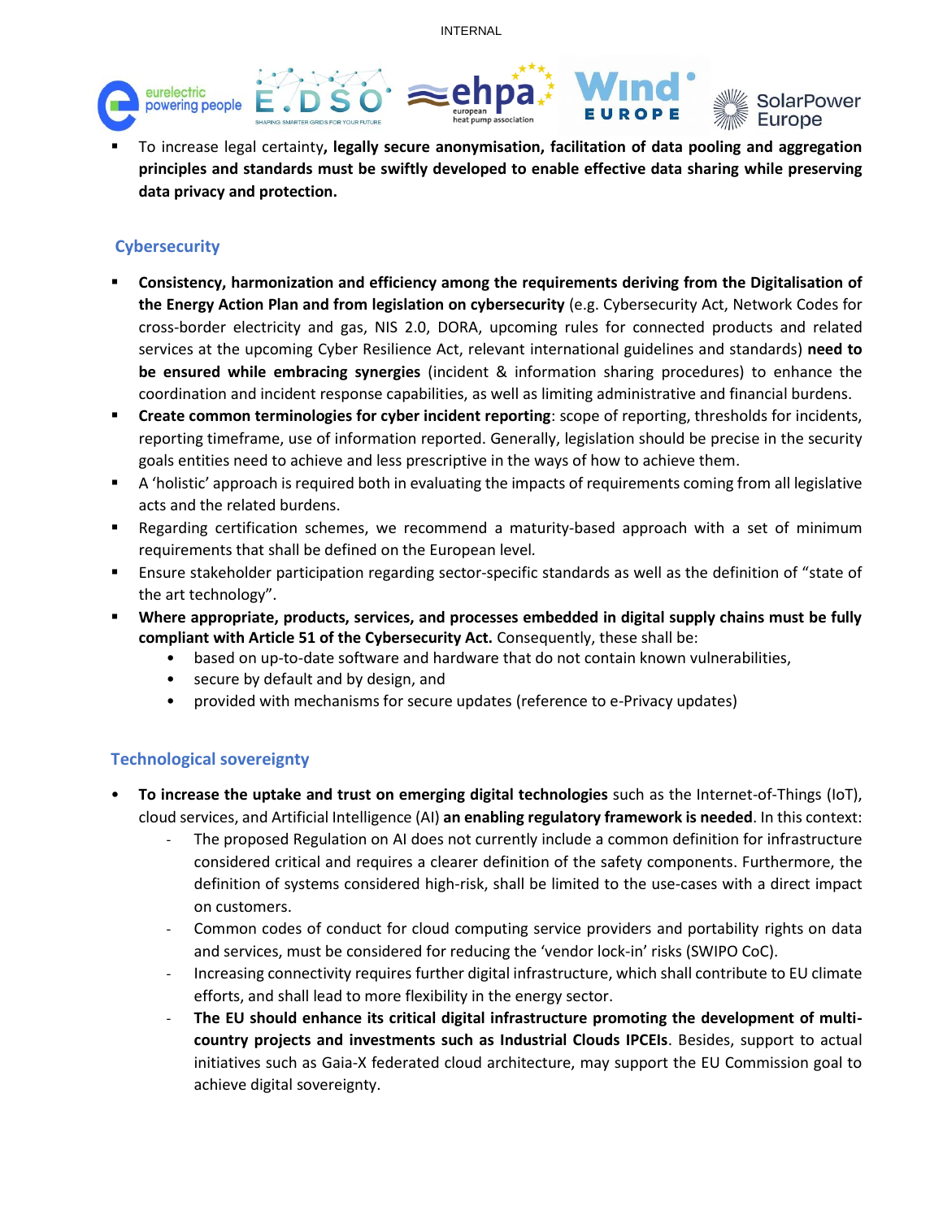- To increase legal certainty**, legally secure anonymisation, facilitation of data pooling and aggregation principles and standards must be swiftly developed to enable effective data sharing while preserving data privacy and protection.**

## Cybersecurity

- **Consistency, harmonization and efficiency among the requirements deriving from the Digitalisation of the Energy Action Plan and from legislation on cybersecurity** (e.g. Cybersecurity Act, Network Codes for cross-border electricity and gas, NIS 2.0, DORA, upcoming rules for connected products and related services at the upcoming Cyber Resilience Act, relevant international guidelines and standards) **need to be ensured while embracing synergies** (incident & information sharing procedures) to enhance the coordination and incident response capabilities, as well as limiting administrative and financial burdens.
- **Create common terminologies for cyber incident reporting**: scope of reporting, thresholds for incidents, reporting timeframe, use of information reported. Generally, legislation should be precise in the security goals entities need to achieve and less prescriptive in the ways of how to achieve them.
- A 'holistic' approach is required both in evaluating the impacts of requirements coming from all legislative acts and the related burdens.
- Regarding certification schemes, we recommend a maturity-based approach with a set of minimum requirements that shall be defined on the European level.
- Ensure stakeholder participation regarding sector-specific standards as well as the definition of "state of the art technology".
- **Where appropriate, products, services, and processes embedded in digital supply chains must be fully compliant with Article 51 of the Cybersecurity Act.** Consequently, these shall be:
  - based on up-to-date software and hardware that do not contain known vulnerabilities,
  - secure by default and by design, and
  - provided with mechanisms for secure updates (reference to e-Privacy updates)

## Technological sovereignty

- **To increase the uptake and trust on emerging digital technologies** such as the Internet-of-Things (IoT), cloud services, and Artificial Intelligence (AI) **an enabling regulatory framework is needed**. In this context:
  - The proposed Regulation on AI does not currently include a common definition for infrastructure considered critical and requires a clearer definition of the safety components. Furthermore, the definition of systems considered high-risk, shall be limited to the use-cases with a direct impact on customers.
  - Common codes of conduct for cloud computing service providers and portability rights on data and services, must be considered for reducing the 'vendor lock-in' risks (SWIPO CoC).
  - Increasing connectivity requires further digital infrastructure, which shall contribute to EU climate efforts, and shall lead to more flexibility in the energy sector.
  - **The EU should enhance its critical digital infrastructure promoting the development of multi-country projects and investments such as Industrial Clouds IPCEIs**. Besides, support to actual initiatives such as Gaia-X federated cloud architecture, may support the EU Commission goal to achieve digital sovereignty.